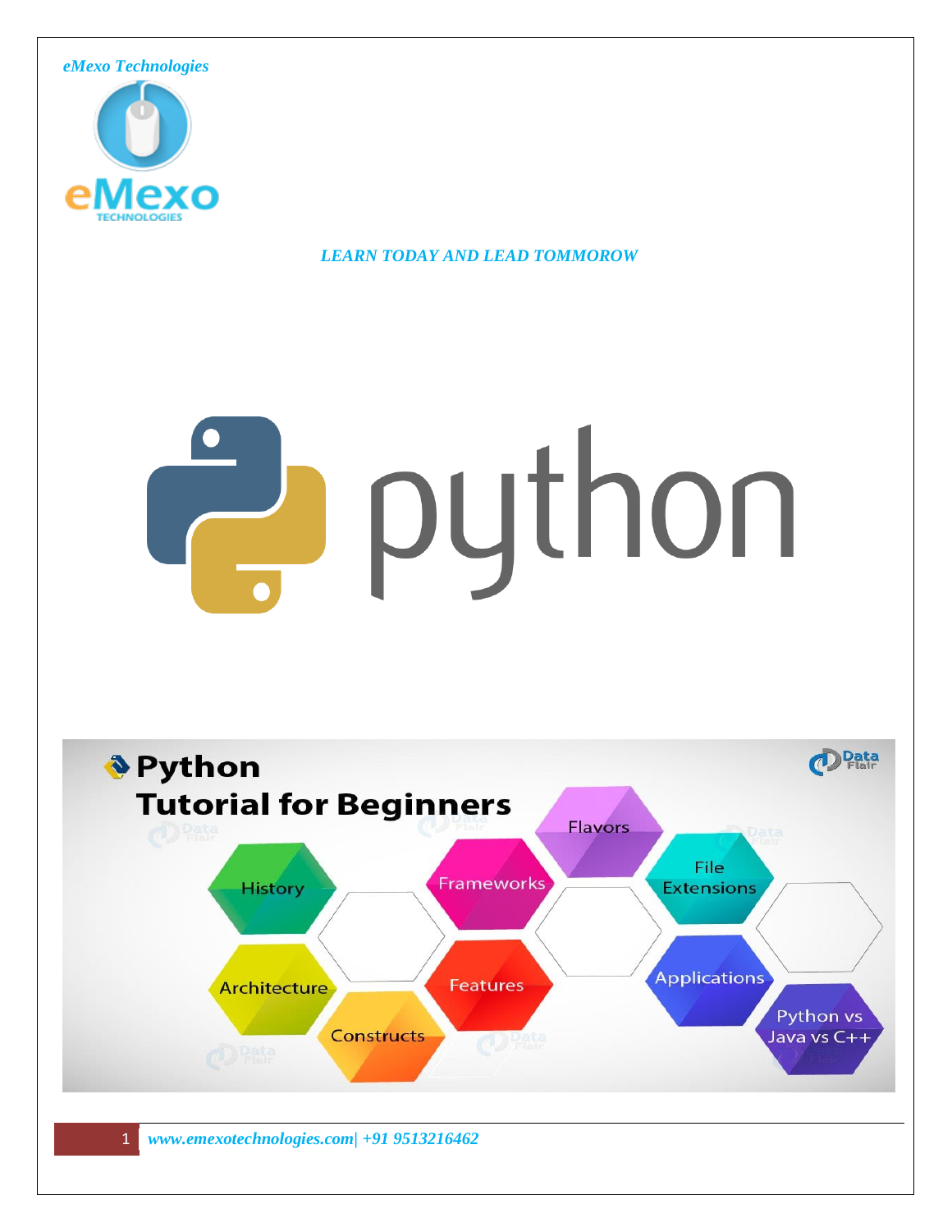*eMexo Technologies*

*LEARN TODAY AND LEAD TOMMOROW*

python

**Python**
**Tutorial for Beginners**

History
Architecture
Constructs
Frameworks
Features
Flavors
File Extensions
Applications
Python vs Java vs C++

*www.emexotechnologies.com| +91 9513216462*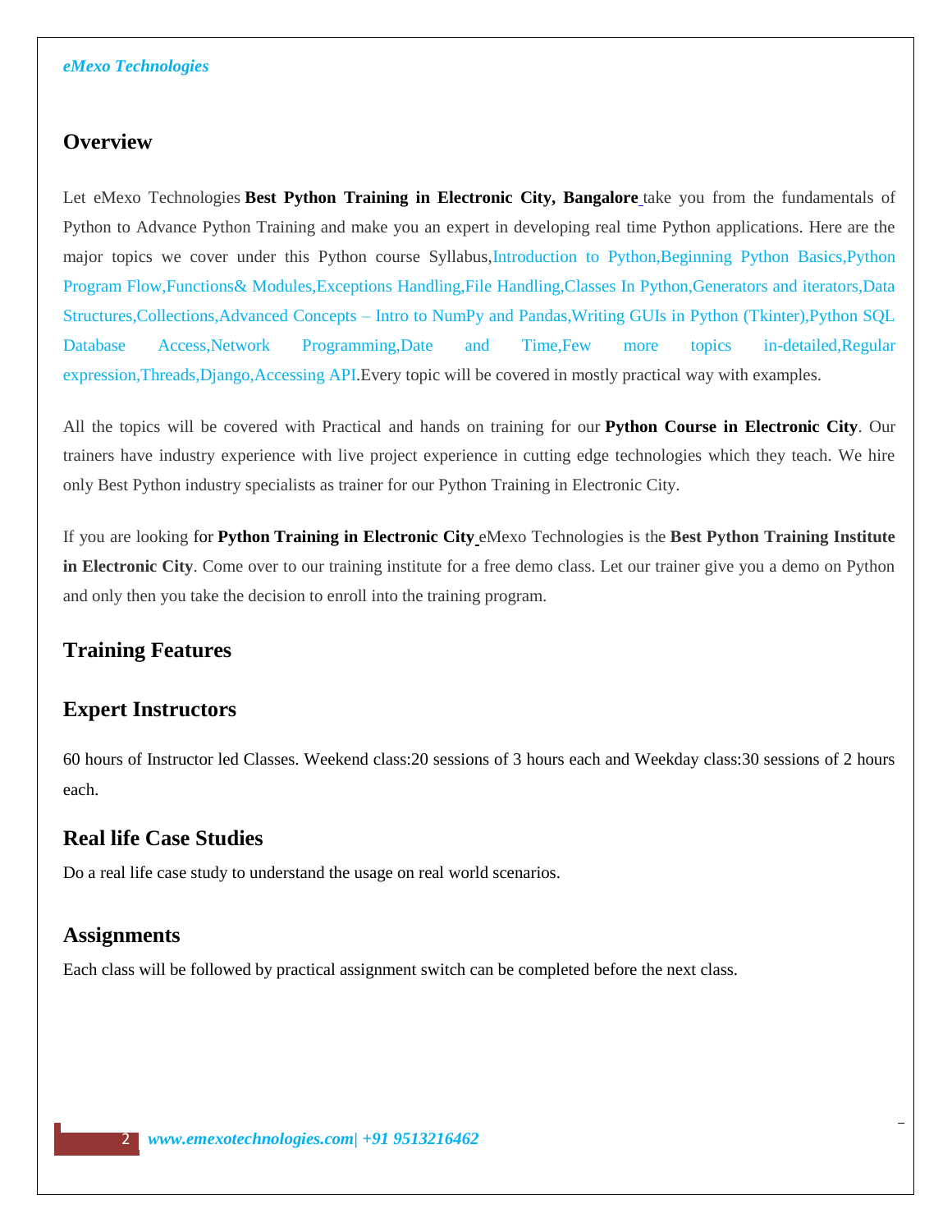## Overview

Let eMexo Technologies **Best Python Training in Electronic City, Bangalore** take you from the fundamentals of Python to Advance Python Training and make you an expert in developing real time Python applications. Here are the major topics we cover under this Python course Syllabus,Introduction to Python,Beginning Python Basics,Python Program Flow,Functions& Modules,Exceptions Handling,File Handling,Classes In Python,Generators and iterators,Data Structures,Collections,Advanced Concepts – Intro to NumPy and Pandas,Writing GUIs in Python (Tkinter),Python SQL Database Access,Network Programming,Date and Time,Few more topics in-detailed,Regular expression,Threads,Django,Accessing API.Every topic will be covered in mostly practical way with examples.

All the topics will be covered with Practical and hands on training for our **Python Course in Electronic City**. Our trainers have industry experience with live project experience in cutting edge technologies which they teach. We hire only Best Python industry specialists as trainer for our Python Training in Electronic City.

If you are looking for **Python Training in Electronic City** eMexo Technologies is the **Best Python Training Institute in Electronic City**. Come over to our training institute for a free demo class. Let our trainer give you a demo on Python and only then you take the decision to enroll into the training program.

## Training Features

## Expert Instructors

60 hours of Instructor led Classes. Weekend class:20 sessions of 3 hours each and Weekday class:30 sessions of 2 hours each.

## Real life Case Studies

Do a real life case study to understand the usage on real world scenarios.

## Assignments

Each class will be followed by practical assignment switch can be completed before the next class.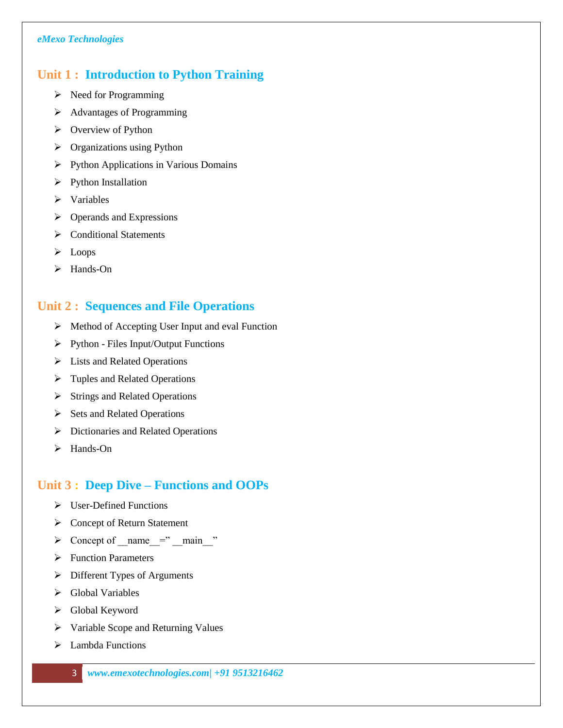## Unit 1 : Introduction to Python Training

- Need for Programming
- Advantages of Programming
- Overview of Python
- Organizations using Python
- Python Applications in Various Domains
- Python Installation
- Variables
- Operands and Expressions
- Conditional Statements
- Loops
- Hands-On

## Unit 2 : Sequences and File Operations

- Method of Accepting User Input and eval Function
- Python - Files Input/Output Functions
- Lists and Related Operations
- Tuples and Related Operations
- Strings and Related Operations
- Sets and Related Operations
- Dictionaries and Related Operations
- Hands-On

## Unit 3 : Deep Dive – Functions and OOPs

- User-Defined Functions
- Concept of Return Statement
- Concept of __name__=" __main__"
- Function Parameters
- Different Types of Arguments
- Global Variables
- Global Keyword
- Variable Scope and Returning Values
- Lambda Functions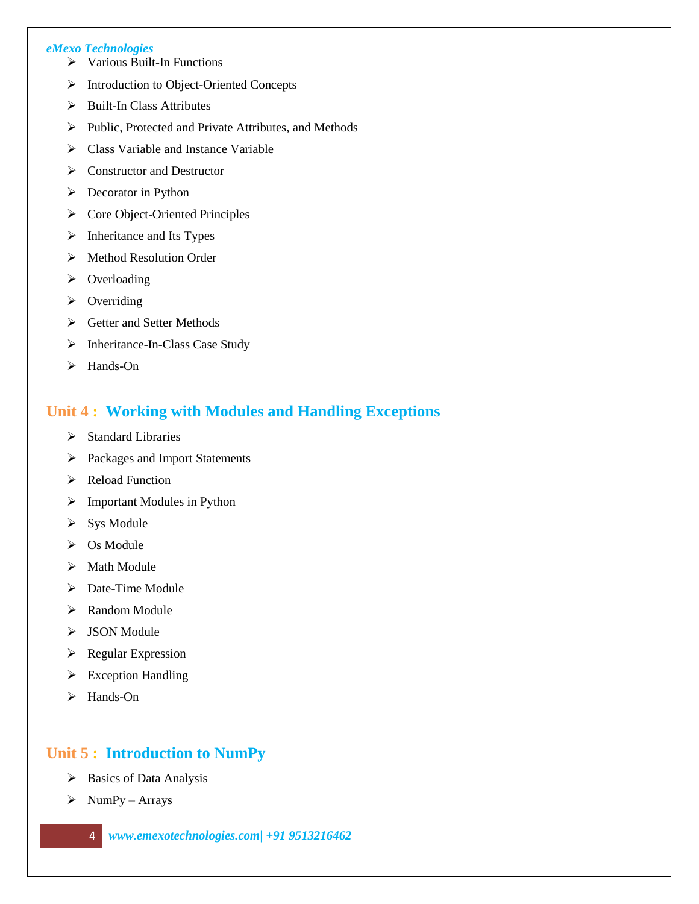- Various Built-In Functions
- Introduction to Object-Oriented Concepts
- Built-In Class Attributes
- Public, Protected and Private Attributes, and Methods
- Class Variable and Instance Variable
- Constructor and Destructor
- Decorator in Python
- Core Object-Oriented Principles
- Inheritance and Its Types
- Method Resolution Order
- Overloading
- Overriding
- Getter and Setter Methods
- Inheritance-In-Class Case Study
- Hands-On

## Unit 4 : Working with Modules and Handling Exceptions

- Standard Libraries
- Packages and Import Statements
- Reload Function
- Important Modules in Python
- Sys Module
- Os Module
- Math Module
- Date-Time Module
- Random Module
- JSON Module
- Regular Expression
- Exception Handling
- Hands-On

## Unit 5 : Introduction to NumPy

- Basics of Data Analysis
- NumPy – Arrays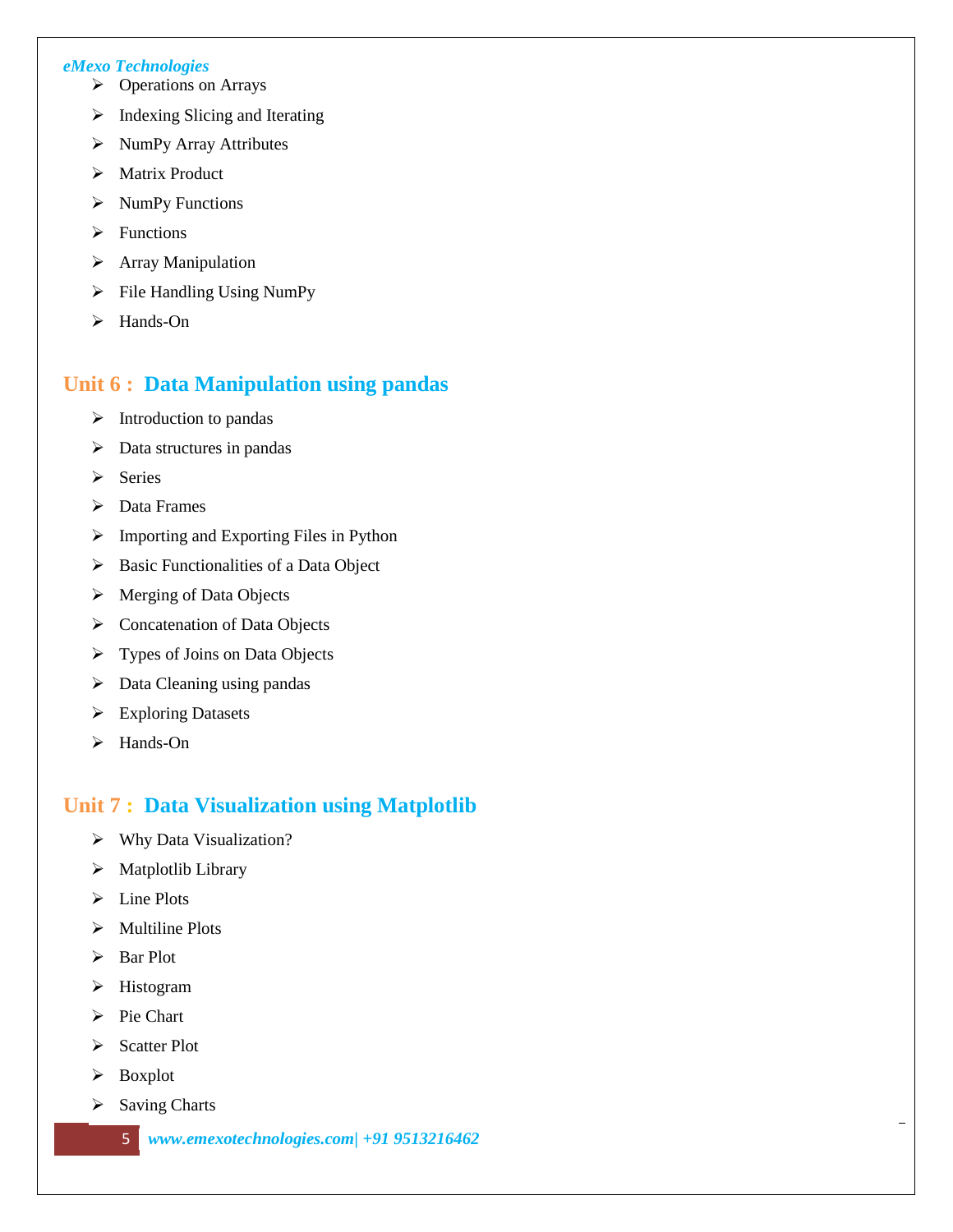- Operations on Arrays
- Indexing Slicing and Iterating
- NumPy Array Attributes
- Matrix Product
- NumPy Functions
- Functions
- Array Manipulation
- File Handling Using NumPy
- Hands-On

## Unit 6 : Data Manipulation using pandas

- Introduction to pandas
- Data structures in pandas
- Series
- Data Frames
- Importing and Exporting Files in Python
- Basic Functionalities of a Data Object
- Merging of Data Objects
- Concatenation of Data Objects
- Types of Joins on Data Objects
- Data Cleaning using pandas
- Exploring Datasets
- Hands-On

## Unit 7 : Data Visualization using Matplotlib

- Why Data Visualization?
- Matplotlib Library
- Line Plots
- Multiline Plots
- Bar Plot
- Histogram
- Pie Chart
- Scatter Plot
- Boxplot
- Saving Charts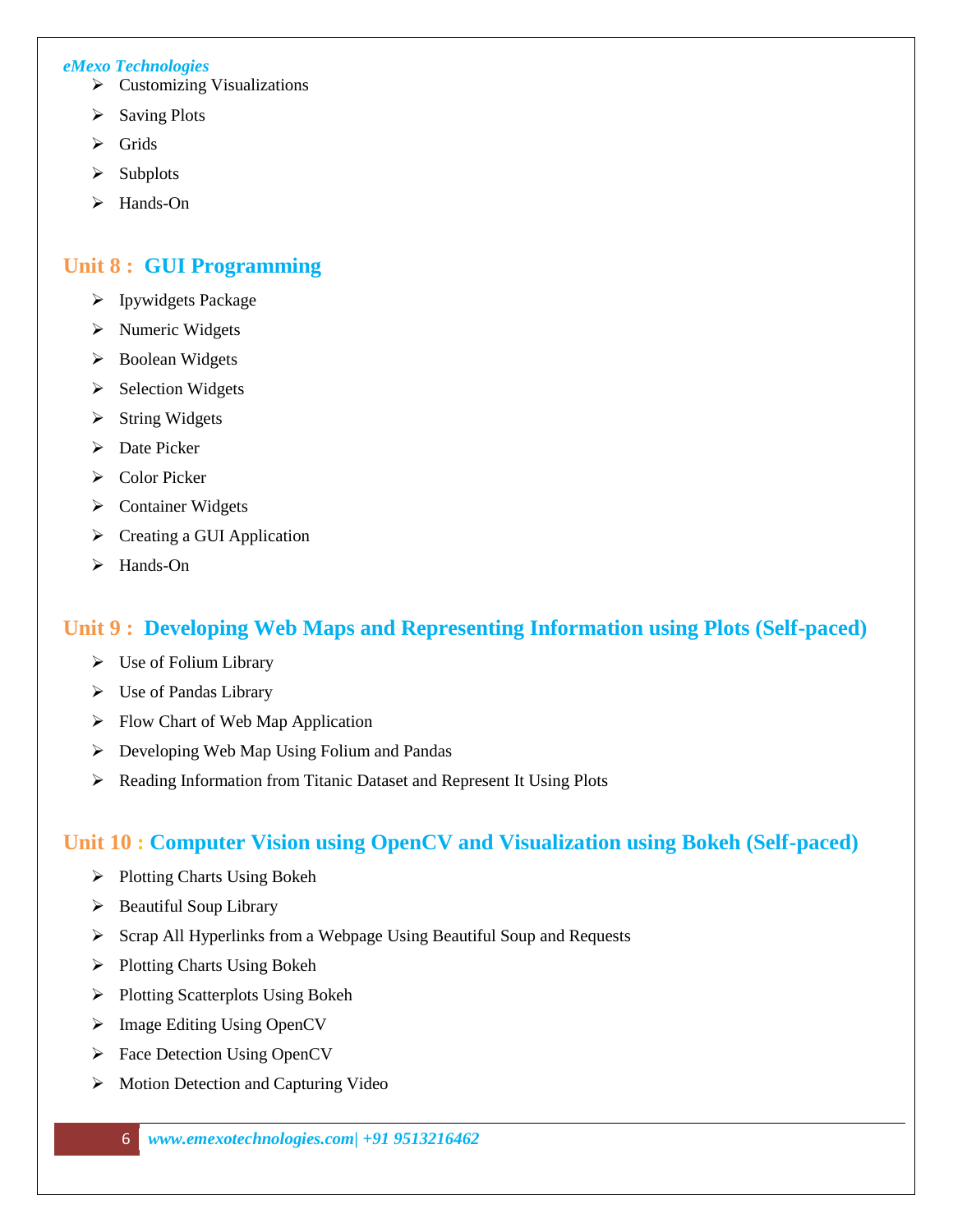- Customizing Visualizations
- Saving Plots
- Grids
- Subplots
- Hands-On

## Unit 8 : GUI Programming

- Ipywidgets Package
- Numeric Widgets
- Boolean Widgets
- Selection Widgets
- String Widgets
- Date Picker
- Color Picker
- Container Widgets
- Creating a GUI Application
- Hands-On

## Unit 9 : Developing Web Maps and Representing Information using Plots (Self-paced)

- Use of Folium Library
- Use of Pandas Library
- Flow Chart of Web Map Application
- Developing Web Map Using Folium and Pandas
- Reading Information from Titanic Dataset and Represent It Using Plots

## Unit 10 : Computer Vision using OpenCV and Visualization using Bokeh (Self-paced)

- Plotting Charts Using Bokeh
- Beautiful Soup Library
- Scrap All Hyperlinks from a Webpage Using Beautiful Soup and Requests
- Plotting Charts Using Bokeh
- Plotting Scatterplots Using Bokeh
- Image Editing Using OpenCV
- Face Detection Using OpenCV
- Motion Detection and Capturing Video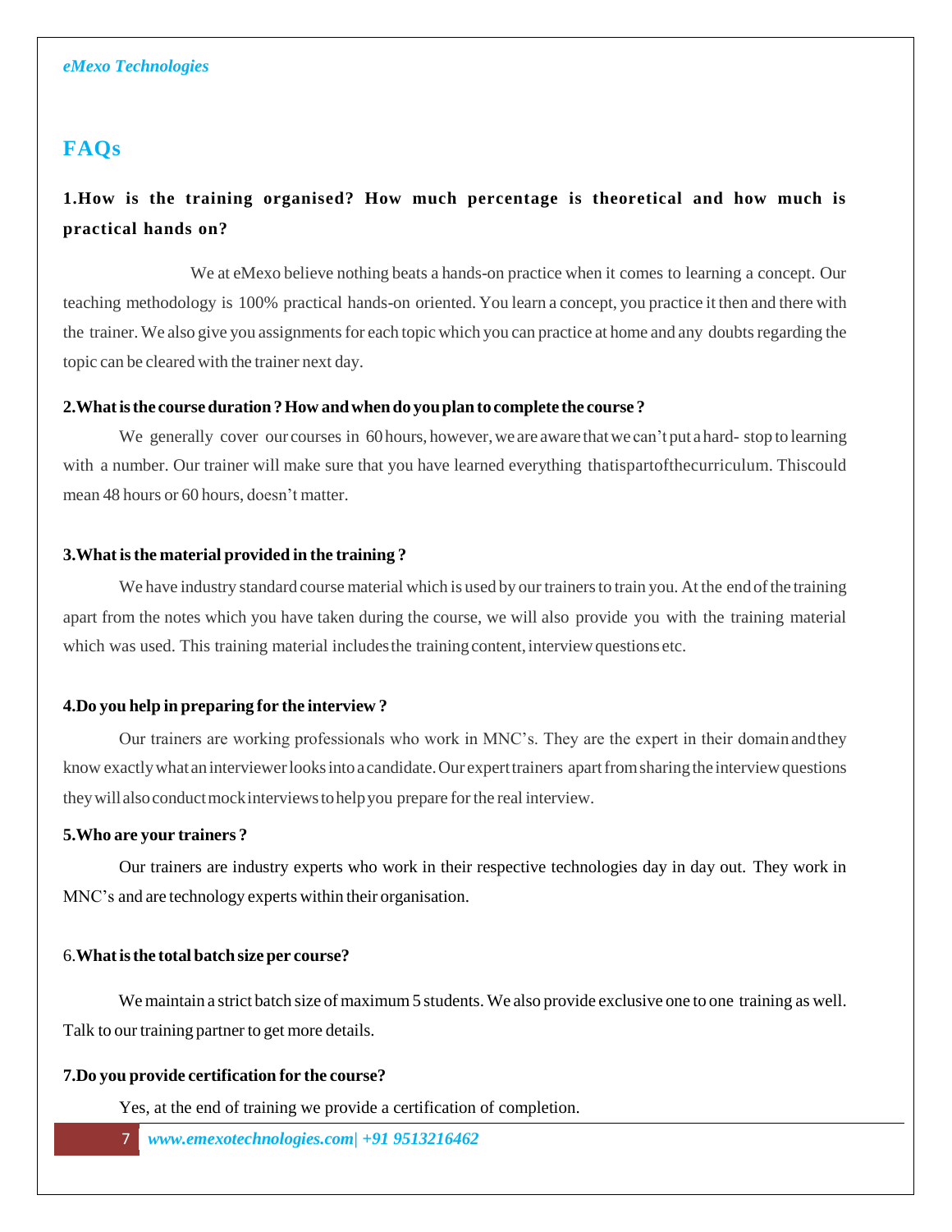## FAQs

### 1.How is the training organised? How much percentage is theoretical and how much is practical hands on?

We at eMexo believe nothing beats a hands-on practice when it comes to learning a concept. Our teaching methodology is 100% practical hands-on oriented. You learn a concept, you practice it then and there with the trainer. We also give you assignments for each topic which you can practice at home and any doubts regarding the topic can be cleared with the trainer next day.

**2.What is the course duration ? How and when do you plan to complete the course ?**

We generally cover our courses in 60 hours, however, we are aware that we can't put a hard- stop to learning with a number. Our trainer will make sure that you have learned everything thatispartofthecurriculum. Thiscould mean 48 hours or 60 hours, doesn't matter.

**3.What is the material provided in the training ?**

We have industry standard course material which is used by our trainers to train you. At the end of the training apart from the notes which you have taken during the course, we will also provide you with the training material which was used. This training material includes the training content, interview questions etc.

**4.Do you help in preparing for the interview ?**

Our trainers are working professionals who work in MNC's. They are the expert in their domain and they know exactly what an interviewer looks into a candidate. Our expert trainers apart from sharing the interview questions they will also conduct mock interviews to help you prepare for the real interview.

**5.Who are your trainers ?**

Our trainers are industry experts who work in their respective technologies day in day out. They work in MNC's and are technology experts within their organisation.

6.**What is the total batch size per course?**

We maintain a strict batch size of maximum 5 students. We also provide exclusive one to one training as well. Talk to our training partner to get more details.

**7.Do you provide certification for the course?**

Yes, at the end of training we provide a certification of completion.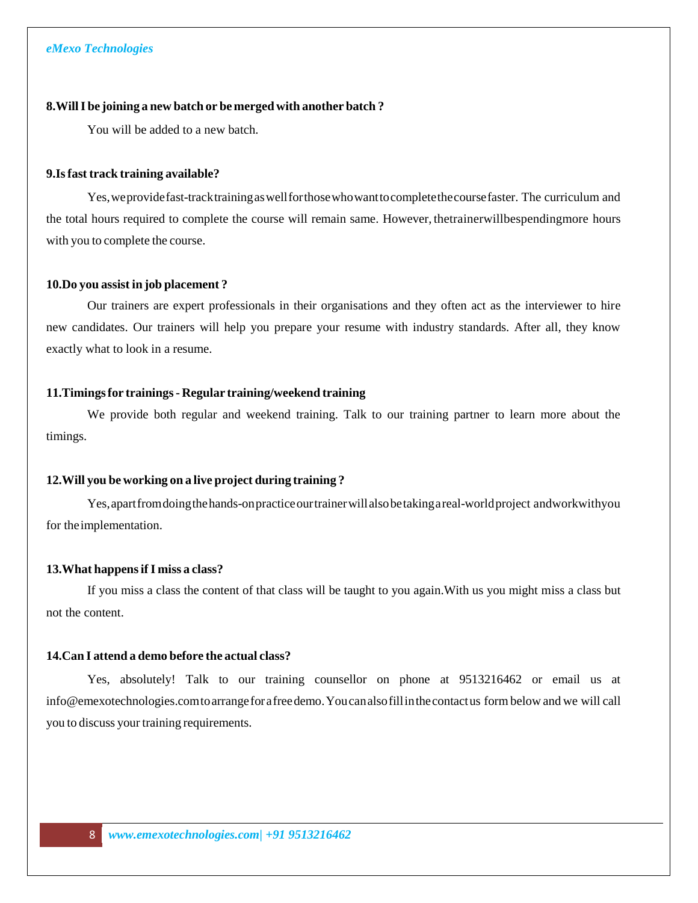**8.Will I be joining a new batch or be merged with another batch ?**

You will be added to a new batch.

**9.Is fast track training available?**

Yes, we provide fast-track training as well for those who want to complete the course faster. The curriculum and the total hours required to complete the course will remain same. However, the trainer will be spending more hours with you to complete the course.

**10.Do you assist in job placement ?**

Our trainers are expert professionals in their organisations and they often act as the interviewer to hire new candidates. Our trainers will help you prepare your resume with industry standards. After all, they know exactly what to look in a resume.

**11.Timings for trainings - Regular training/weekend training**

We provide both regular and weekend training. Talk to our training partner to learn more about the timings.

**12.Will you be working on a live project during training ?**

Yes, apart from doing the hands-on practice our trainer will also be taking a real-world project and work with you for the implementation.

**13.What happens if I miss a class?**

If you miss a class the content of that class will be taught to you again.With us you might miss a class but not the content.

**14.Can I attend a demo before the actual class?**

Yes, absolutely! Talk to our training counsellor on phone at 9513216462 or email us at info@emexotechnologies.com to arrange for a free demo. You can also fill in the contact us form below and we will call you to discuss your training requirements.